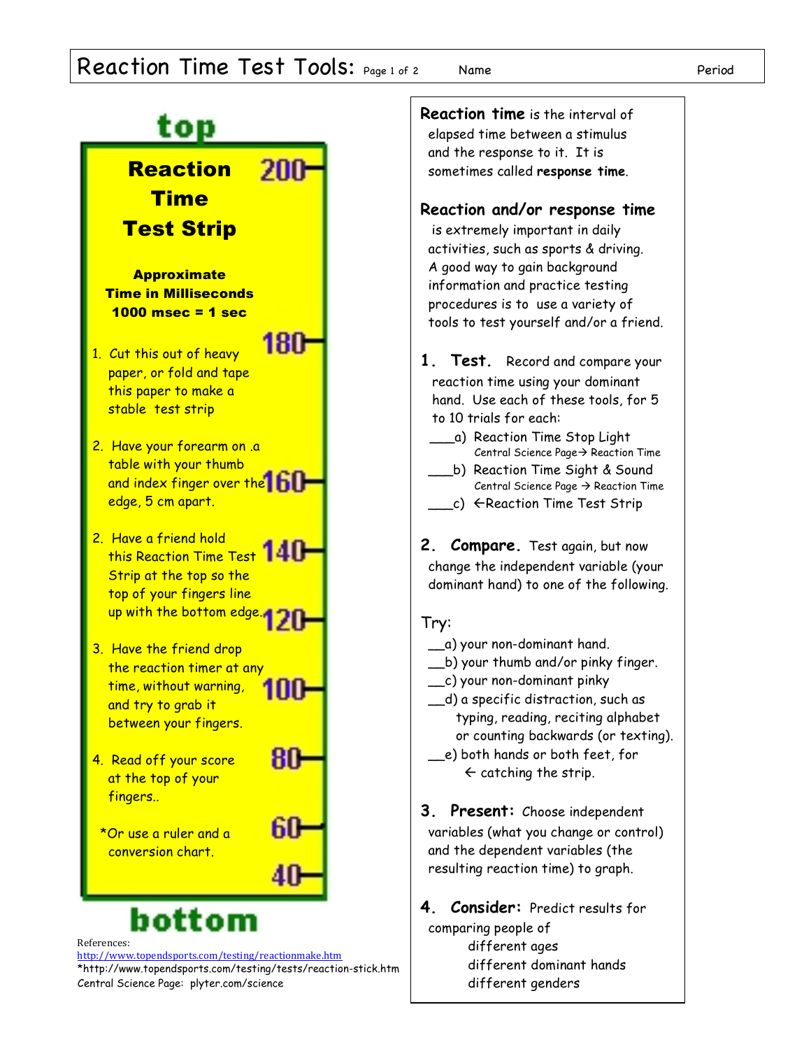# Reaction Time Test Tools:

Name                                                                 Period

## top

### Reaction Time Test Strip

**Approximate Time in Milliseconds**
**1000 msec = 1 sec**

200

1. Cut this out of heavy paper, or fold and tape this paper to make a stable test strip

180

2. Have your forearm on .a table with your thumb and index finger over the edge, 5 cm apart.

160

2. Have a friend hold this Reaction Time Test Strip at the top so the top of your fingers line up with the bottom edge.

140

120

3. Have the friend drop the reaction timer at any time, without warning, and try to grab it between your fingers.

100

4. Read off your score at the top of your fingers..

80

*Or use a ruler and a conversion chart.

60

40

## bottom

References:
http://www.topendsports.com/testing/reactionmake.htm
*http://www.topendsports.com/testing/tests/reaction-stick.htm
Central Science Page: plyter.com/science

**Reaction time** is the interval of elapsed time between a stimulus and the response to it. It is sometimes called **response time**.

**Reaction and/or response time** is extremely important in daily activities, such as sports & driving. A good way to gain background information and practice testing procedures is to use a variety of tools to test yourself and/or a friend.

**1. Test.** Record and compare your reaction time using your dominant hand. Use each of these tools, for 5 to 10 trials for each:

___a) Reaction Time Stop Light
Central Science Page→ Reaction Time

___b) Reaction Time Sight & Sound
Central Science Page → Reaction Time

___c) ←Reaction Time Test Strip

**2. Compare.** Test again, but now change the independent variable (your dominant hand) to one of the following.

Try:

__a) your non-dominant hand.
__b) your thumb and/or pinky finger.
__c) your non-dominant pinky
__d) a specific distraction, such as typing, reading, reciting alphabet or counting backwards (or texting).
__e) both hands or both feet, for ← catching the strip.

**3. Present:** Choose independent variables (what you change or control) and the dependent variables (the resulting reaction time) to graph.

**4. Consider:** Predict results for comparing people of
- different ages
- different dominant hands
- different genders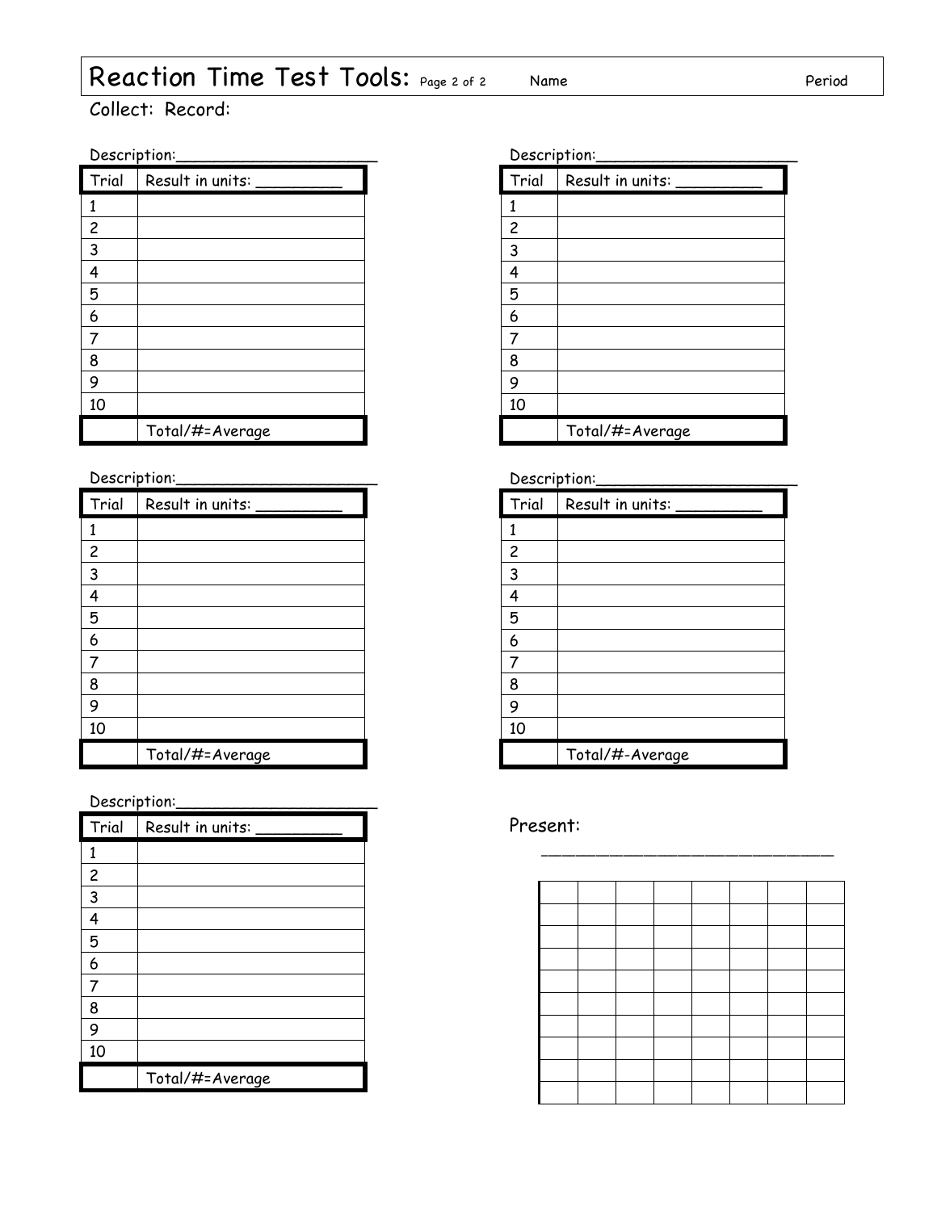# Reaction Time Test Tools:

Name Period

Collect: Record:

Description:______________________

| Trial | Result in units: _________ |
|---|---|
| 1 | |
| 2 | |
| 3 | |
| 4 | |
| 5 | |
| 6 | |
| 7 | |
| 8 | |
| 9 | |
| 10 | |
| | Total/#=Average |

Description:______________________

| Trial | Result in units: _________ |
|---|---|
| 1 | |
| 2 | |
| 3 | |
| 4 | |
| 5 | |
| 6 | |
| 7 | |
| 8 | |
| 9 | |
| 10 | |
| | Total/#=Average |

Description:______________________

| Trial | Result in units: _________ |
|---|---|
| 1 | |
| 2 | |
| 3 | |
| 4 | |
| 5 | |
| 6 | |
| 7 | |
| 8 | |
| 9 | |
| 10 | |
| | Total/#=Average |

Description:______________________

| Trial | Result in units: _________ |
|---|---|
| 1 | |
| 2 | |
| 3 | |
| 4 | |
| 5 | |
| 6 | |
| 7 | |
| 8 | |
| 9 | |
| 10 | |
| | Total/#-Average |

Description:______________________

| Trial | Result in units: _________ |
|---|---|
| 1 | |
| 2 | |
| 3 | |
| 4 | |
| 5 | |
| 6 | |
| 7 | |
| 8 | |
| 9 | |
| 10 | |
| | Total/#=Average |

Present:

______________________________

| | | | | | | | |
|---|---|---|---|---|---|---|---|
| | | | | | | | |
| | | | | | | | |
| | | | | | | | |
| | | | | | | | |
| | | | | | | | |
| | | | | | | | |
| | | | | | | | |
| | | | | | | | |
| | | | | | | | |
| | | | | | | | |